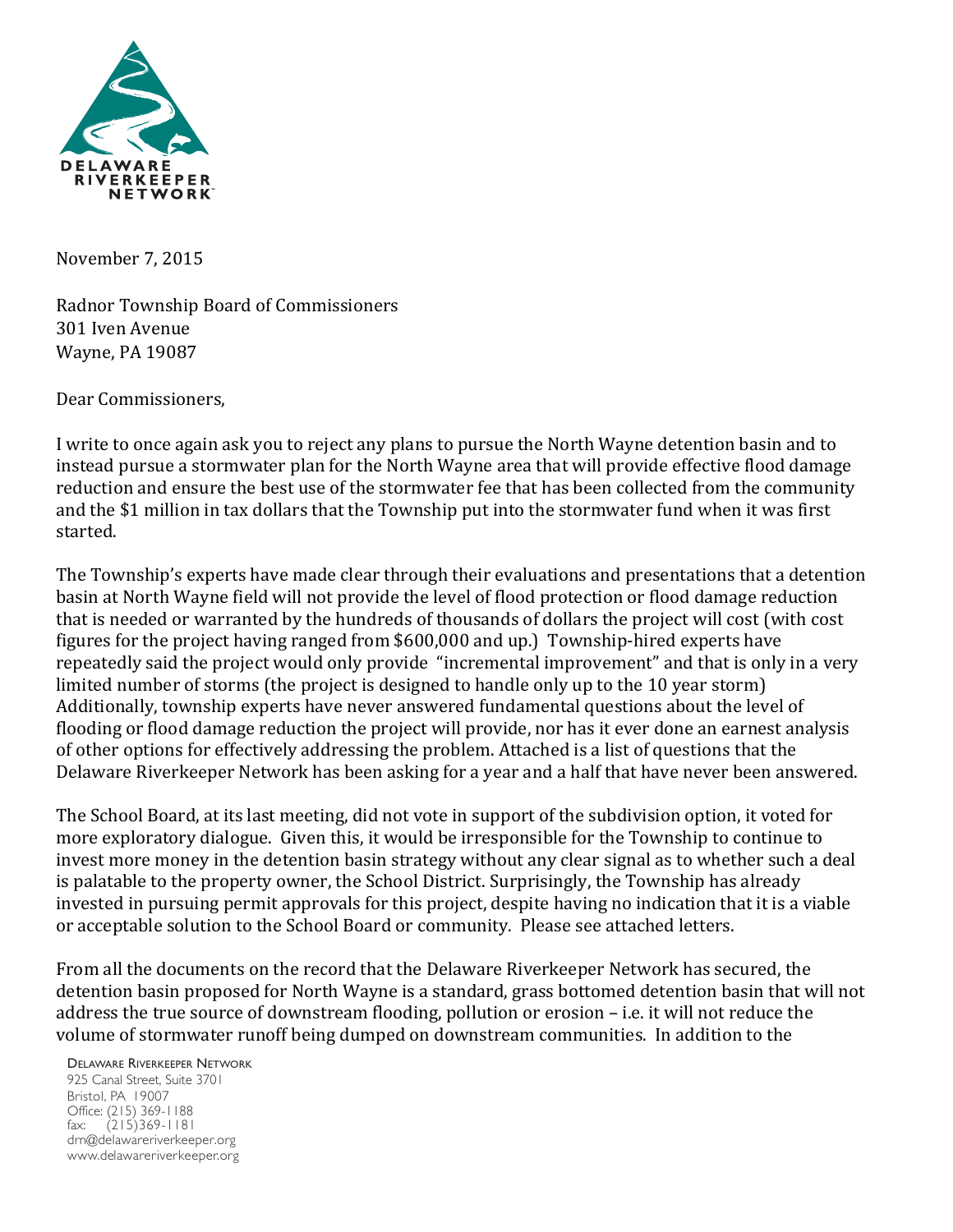DELAWARE RIVERKEEPER NETWORK

November 7, 2015

Radnor Township Board of Commissioners
301 Iven Avenue
Wayne, PA 19087

Dear Commissioners,

I write to once again ask you to reject any plans to pursue the North Wayne detention basin and to instead pursue a stormwater plan for the North Wayne area that will provide effective flood damage reduction and ensure the best use of the stormwater fee that has been collected from the community and the $1 million in tax dollars that the Township put into the stormwater fund when it was first started.

The Township's experts have made clear through their evaluations and presentations that a detention basin at North Wayne field will not provide the level of flood protection or flood damage reduction that is needed or warranted by the hundreds of thousands of dollars the project will cost (with cost figures for the project having ranged from $600,000 and up.) Township-hired experts have repeatedly said the project would only provide "incremental improvement" and that is only in a very limited number of storms (the project is designed to handle only up to the 10 year storm) Additionally, township experts have never answered fundamental questions about the level of flooding or flood damage reduction the project will provide, nor has it ever done an earnest analysis of other options for effectively addressing the problem. Attached is a list of questions that the Delaware Riverkeeper Network has been asking for a year and a half that have never been answered.

The School Board, at its last meeting, did not vote in support of the subdivision option, it voted for more exploratory dialogue. Given this, it would be irresponsible for the Township to continue to invest more money in the detention basin strategy without any clear signal as to whether such a deal is palatable to the property owner, the School District. Surprisingly, the Township has already invested in pursuing permit approvals for this project, despite having no indication that it is a viable or acceptable solution to the School Board or community. Please see attached letters.

From all the documents on the record that the Delaware Riverkeeper Network has secured, the detention basin proposed for North Wayne is a standard, grass bottomed detention basin that will not address the true source of downstream flooding, pollution or erosion – i.e. it will not reduce the volume of stormwater runoff being dumped on downstream communities. In addition to the

DELAWARE RIVERKEEPER NETWORK
925 Canal Street, Suite 3701
Bristol, PA 19007
Office: (215) 369-1188
fax: (215)369-1181
drn@delawareriverkeeper.org
www.delawareriverkeeper.org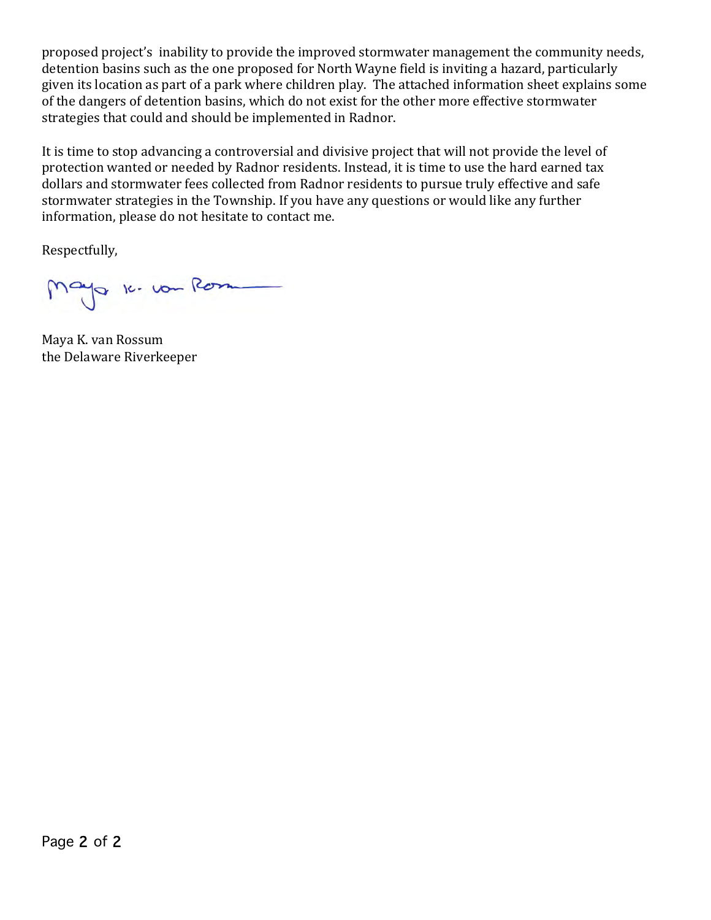proposed project's inability to provide the improved stormwater management the community needs, detention basins such as the one proposed for North Wayne field is inviting a hazard, particularly given its location as part of a park where children play. The attached information sheet explains some of the dangers of detention basins, which do not exist for the other more effective stormwater strategies that could and should be implemented in Radnor.

It is time to stop advancing a controversial and divisive project that will not provide the level of protection wanted or needed by Radnor residents. Instead, it is time to use the hard earned tax dollars and stormwater fees collected from Radnor residents to pursue truly effective and safe stormwater strategies in the Township. If you have any questions or would like any further information, please do not hesitate to contact me.

Respectfully,

Maya K. van Rossum
the Delaware Riverkeeper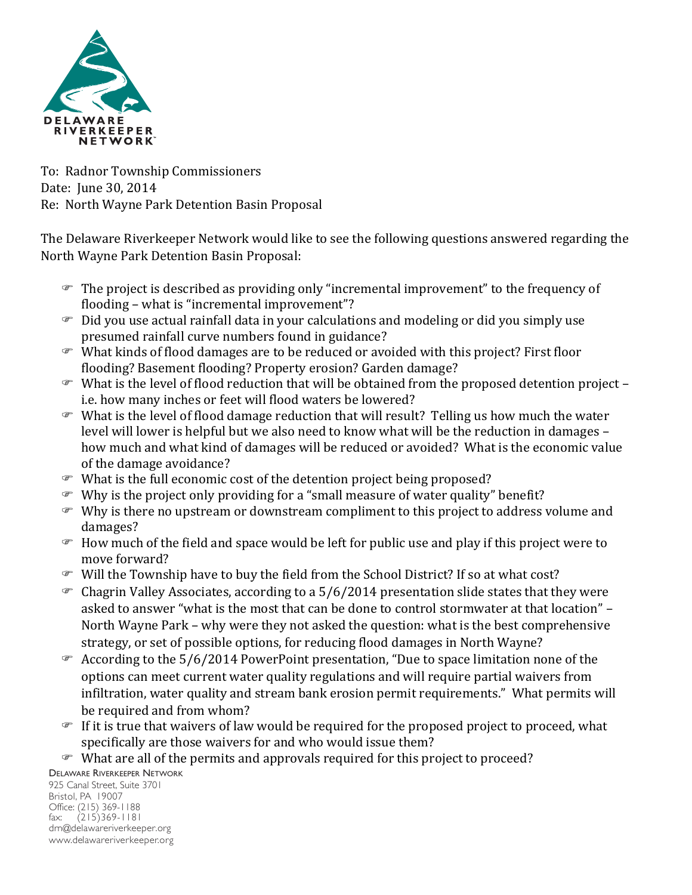To: Radnor Township Commissioners
Date: June 30, 2014
Re: North Wayne Park Detention Basin Proposal

The Delaware Riverkeeper Network would like to see the following questions answered regarding the North Wayne Park Detention Basin Proposal:

- The project is described as providing only "incremental improvement" to the frequency of flooding – what is "incremental improvement"?
- Did you use actual rainfall data in your calculations and modeling or did you simply use presumed rainfall curve numbers found in guidance?
- What kinds of flood damages are to be reduced or avoided with this project? First floor flooding? Basement flooding? Property erosion? Garden damage?
- What is the level of flood reduction that will be obtained from the proposed detention project – i.e. how many inches or feet will flood waters be lowered?
- What is the level of flood damage reduction that will result? Telling us how much the water level will lower is helpful but we also need to know what will be the reduction in damages – how much and what kind of damages will be reduced or avoided? What is the economic value of the damage avoidance?
- What is the full economic cost of the detention project being proposed?
- Why is the project only providing for a "small measure of water quality" benefit?
- Why is there no upstream or downstream compliment to this project to address volume and damages?
- How much of the field and space would be left for public use and play if this project were to move forward?
- Will the Township have to buy the field from the School District? If so at what cost?
- Chagrin Valley Associates, according to a 5/6/2014 presentation slide states that they were asked to answer "what is the most that can be done to control stormwater at that location" – North Wayne Park – why were they not asked the question: what is the best comprehensive strategy, or set of possible options, for reducing flood damages in North Wayne?
- According to the 5/6/2014 PowerPoint presentation, "Due to space limitation none of the options can meet current water quality regulations and will require partial waivers from infiltration, water quality and stream bank erosion permit requirements." What permits will be required and from whom?
- If it is true that waivers of law would be required for the proposed project to proceed, what specifically are those waivers for and who would issue them?
- What are all of the permits and approvals required for this project to proceed?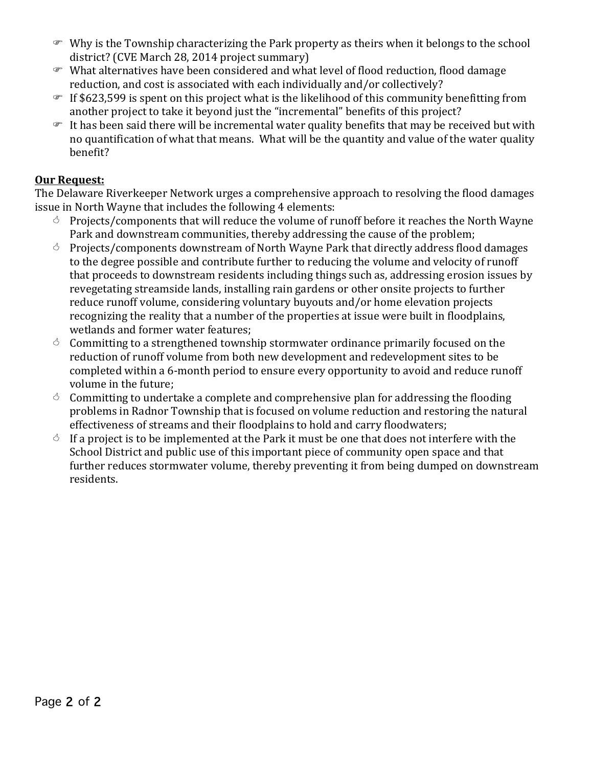- Why is the Township characterizing the Park property as theirs when it belongs to the school district? (CVE March 28, 2014 project summary)
- What alternatives have been considered and what level of flood reduction, flood damage reduction, and cost is associated with each individually and/or collectively?
- If $623,599 is spent on this project what is the likelihood of this community benefitting from another project to take it beyond just the "incremental" benefits of this project?
- It has been said there will be incremental water quality benefits that may be received but with no quantification of what that means. What will be the quantity and value of the water quality benefit?

**Our Request:**

The Delaware Riverkeeper Network urges a comprehensive approach to resolving the flood damages issue in North Wayne that includes the following 4 elements:

- Projects/components that will reduce the volume of runoff before it reaches the North Wayne Park and downstream communities, thereby addressing the cause of the problem;
- Projects/components downstream of North Wayne Park that directly address flood damages to the degree possible and contribute further to reducing the volume and velocity of runoff that proceeds to downstream residents including things such as, addressing erosion issues by revegetating streamside lands, installing rain gardens or other onsite projects to further reduce runoff volume, considering voluntary buyouts and/or home elevation projects recognizing the reality that a number of the properties at issue were built in floodplains, wetlands and former water features;
- Committing to a strengthened township stormwater ordinance primarily focused on the reduction of runoff volume from both new development and redevelopment sites to be completed within a 6-month period to ensure every opportunity to avoid and reduce runoff volume in the future;
- Committing to undertake a complete and comprehensive plan for addressing the flooding problems in Radnor Township that is focused on volume reduction and restoring the natural effectiveness of streams and their floodplains to hold and carry floodwaters;
- If a project is to be implemented at the Park it must be one that does not interfere with the School District and public use of this important piece of community open space and that further reduces stormwater volume, thereby preventing it from being dumped on downstream residents.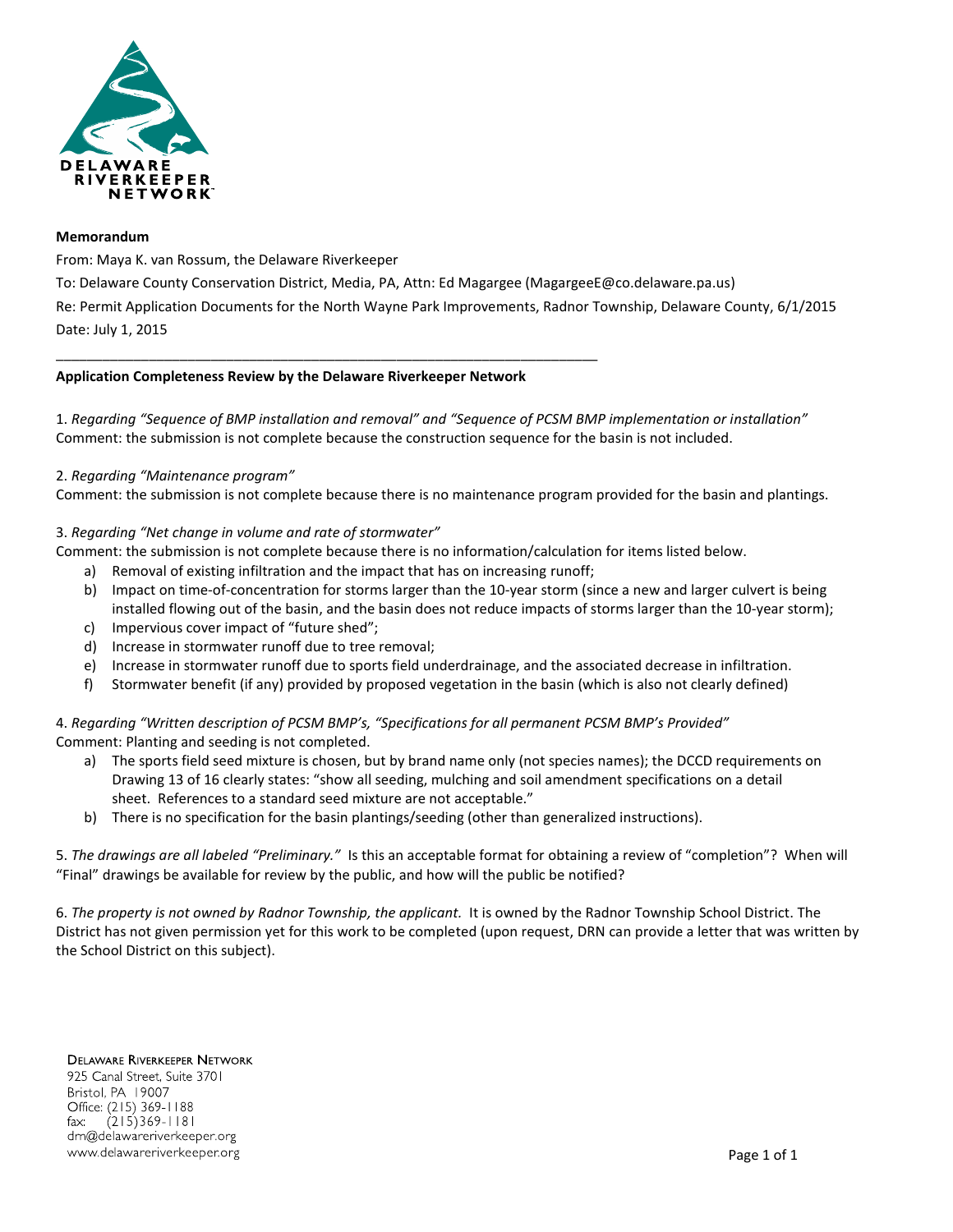**Memorandum**

From: Maya K. van Rossum, the Delaware Riverkeeper

To: Delaware County Conservation District, Media, PA, Attn: Ed Magargee (MagargeeE@co.delaware.pa.us)

Re: Permit Application Documents for the North Wayne Park Improvements, Radnor Township, Delaware County, 6/1/2015

Date: July 1, 2015

---

**Application Completeness Review by the Delaware Riverkeeper Network**

1. *Regarding "Sequence of BMP installation and removal" and "Sequence of PCSM BMP implementation or installation"*
Comment: the submission is not complete because the construction sequence for the basin is not included.

2. *Regarding "Maintenance program"*
Comment: the submission is not complete because there is no maintenance program provided for the basin and plantings.

3. *Regarding "Net change in volume and rate of stormwater"*
Comment: the submission is not complete because there is no information/calculation for items listed below.
   a) Removal of existing infiltration and the impact that has on increasing runoff;
   b) Impact on time-of-concentration for storms larger than the 10-year storm (since a new and larger culvert is being installed flowing out of the basin, and the basin does not reduce impacts of storms larger than the 10-year storm);
   c) Impervious cover impact of "future shed";
   d) Increase in stormwater runoff due to tree removal;
   e) Increase in stormwater runoff due to sports field underdrainage, and the associated decrease in infiltration.
   f) Stormwater benefit (if any) provided by proposed vegetation in the basin (which is also not clearly defined)

4. *Regarding "Written description of PCSM BMP's, "Specifications for all permanent PCSM BMP's Provided"*
Comment: Planting and seeding is not completed.
   a) The sports field seed mixture is chosen, but by brand name only (not species names); the DCCD requirements on Drawing 13 of 16 clearly states: "show all seeding, mulching and soil amendment specifications on a detail sheet. References to a standard seed mixture are not acceptable."
   b) There is no specification for the basin plantings/seeding (other than generalized instructions).

5. *The drawings are all labeled "Preliminary."* Is this an acceptable format for obtaining a review of "completion"? When will "Final" drawings be available for review by the public, and how will the public be notified?

6. *The property is not owned by Radnor Township, the applicant.* It is owned by the Radnor Township School District. The District has not given permission yet for this work to be completed (upon request, DRN can provide a letter that was written by the School District on this subject).

Delaware Riverkeeper Network
925 Canal Street, Suite 3701
Bristol, PA 19007
Office: (215) 369-1188
fax: (215)369-1181
drn@delawareriverkeeper.org
www.delawareriverkeeper.org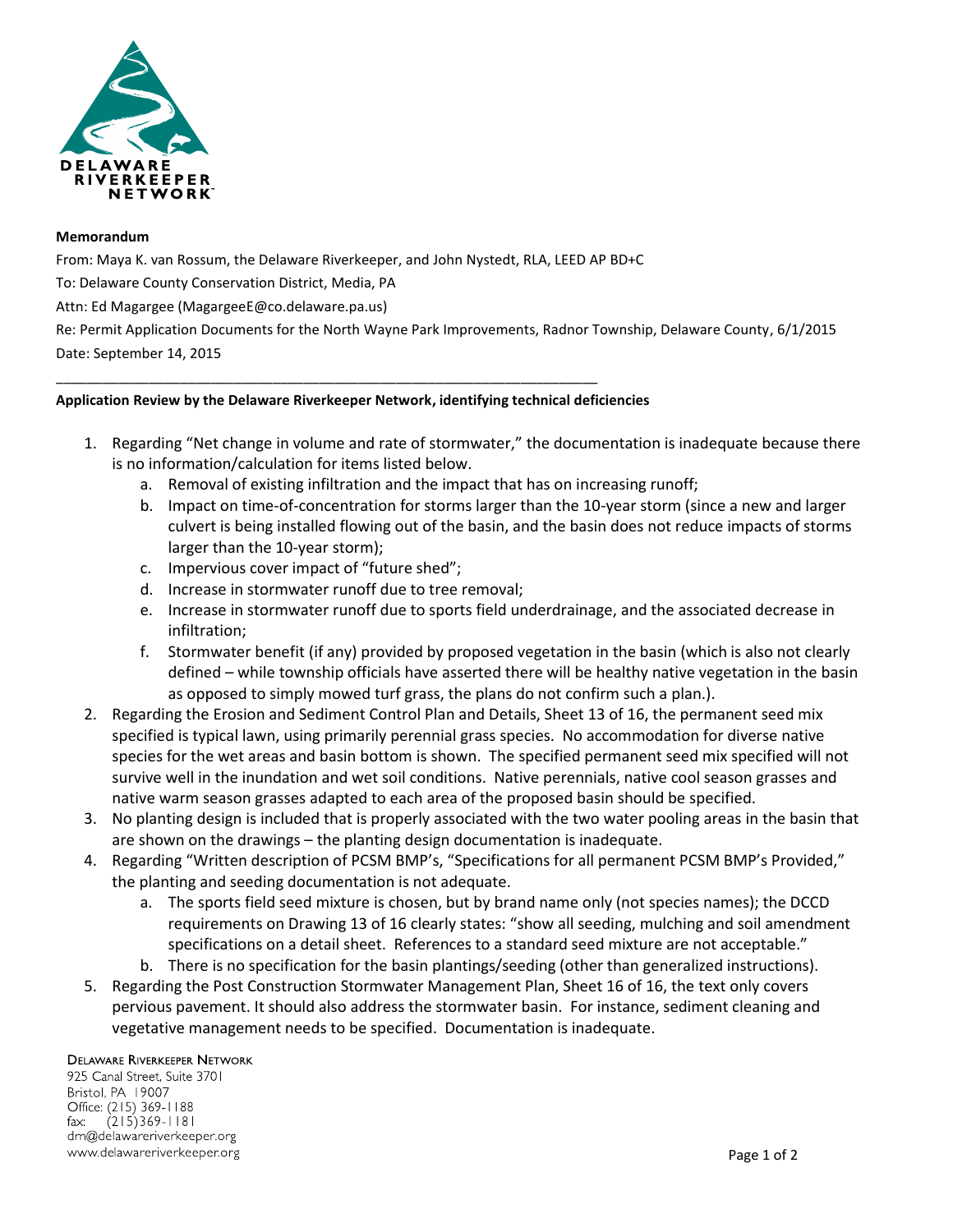DELAWARE RIVERKEEPER NETWORK

**Memorandum**

From: Maya K. van Rossum, the Delaware Riverkeeper, and John Nystedt, RLA, LEED AP BD+C

To: Delaware County Conservation District, Media, PA

Attn: Ed Magargee (MagargeeE@co.delaware.pa.us)

Re: Permit Application Documents for the North Wayne Park Improvements, Radnor Township, Delaware County, 6/1/2015

Date: September 14, 2015

---

**Application Review by the Delaware Riverkeeper Network, identifying technical deficiencies**

1. Regarding "Net change in volume and rate of stormwater," the documentation is inadequate because there is no information/calculation for items listed below.
   a. Removal of existing infiltration and the impact that has on increasing runoff;
   b. Impact on time-of-concentration for storms larger than the 10-year storm (since a new and larger culvert is being installed flowing out of the basin, and the basin does not reduce impacts of storms larger than the 10-year storm);
   c. Impervious cover impact of "future shed";
   d. Increase in stormwater runoff due to tree removal;
   e. Increase in stormwater runoff due to sports field underdrainage, and the associated decrease in infiltration;
   f. Stormwater benefit (if any) provided by proposed vegetation in the basin (which is also not clearly defined – while township officials have asserted there will be healthy native vegetation in the basin as opposed to simply mowed turf grass, the plans do not confirm such a plan.).
2. Regarding the Erosion and Sediment Control Plan and Details, Sheet 13 of 16, the permanent seed mix specified is typical lawn, using primarily perennial grass species. No accommodation for diverse native species for the wet areas and basin bottom is shown. The specified permanent seed mix specified will not survive well in the inundation and wet soil conditions. Native perennials, native cool season grasses and native warm season grasses adapted to each area of the proposed basin should be specified.
3. No planting design is included that is properly associated with the two water pooling areas in the basin that are shown on the drawings – the planting design documentation is inadequate.
4. Regarding "Written description of PCSM BMP's, "Specifications for all permanent PCSM BMP's Provided," the planting and seeding documentation is not adequate.
   a. The sports field seed mixture is chosen, but by brand name only (not species names); the DCCD requirements on Drawing 13 of 16 clearly states: "show all seeding, mulching and soil amendment specifications on a detail sheet. References to a standard seed mixture are not acceptable."
   b. There is no specification for the basin plantings/seeding (other than generalized instructions).
5. Regarding the Post Construction Stormwater Management Plan, Sheet 16 of 16, the text only covers pervious pavement. It should also address the stormwater basin. For instance, sediment cleaning and vegetative management needs to be specified. Documentation is inadequate.

DELAWARE RIVERKEEPER NETWORK
925 Canal Street, Suite 3701
Bristol, PA 19007
Office: (215) 369-1188
fax: (215)369-1181
drn@delawareriverkeeper.org
www.delawareriverkeeper.org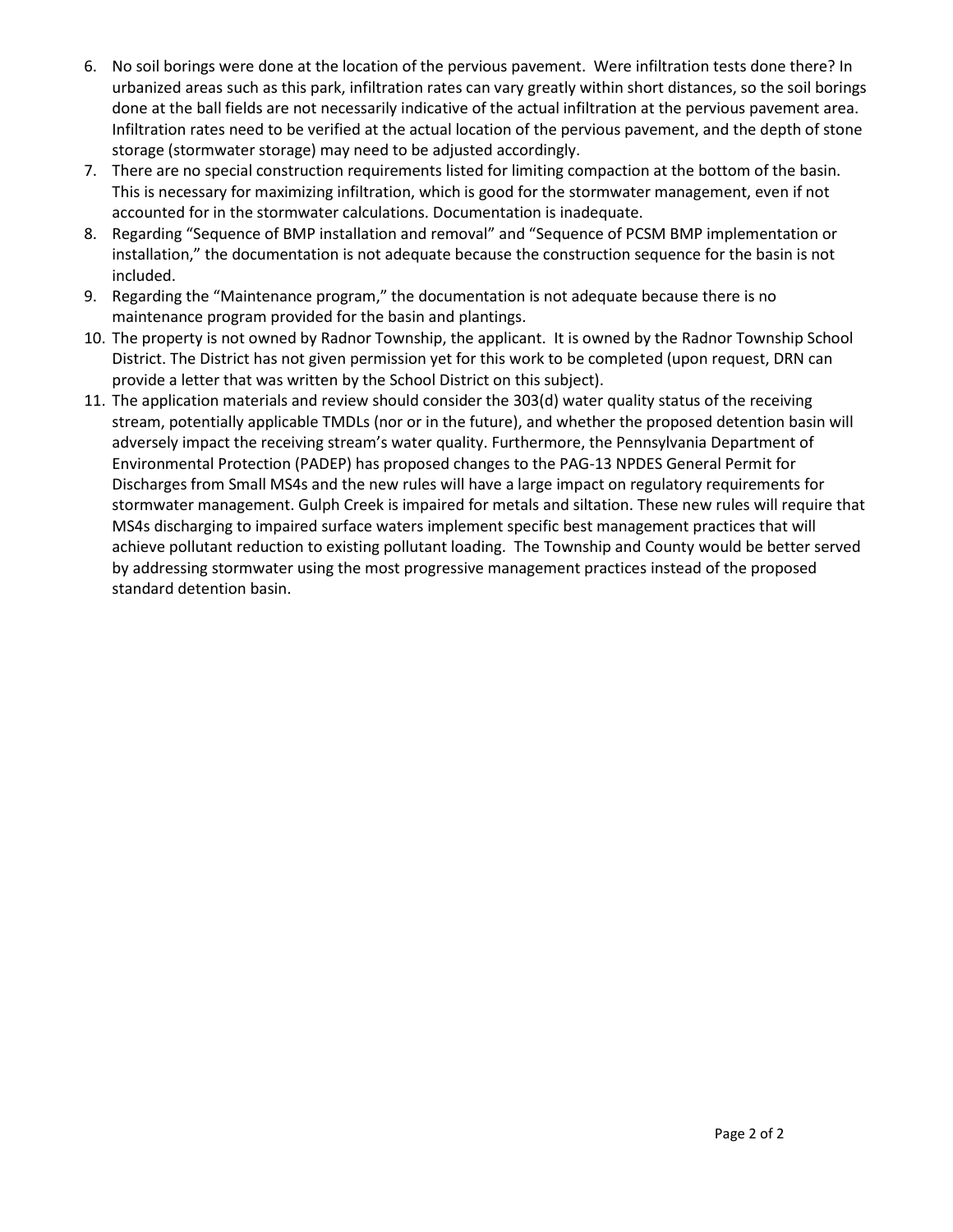6. No soil borings were done at the location of the pervious pavement. Were infiltration tests done there? In urbanized areas such as this park, infiltration rates can vary greatly within short distances, so the soil borings done at the ball fields are not necessarily indicative of the actual infiltration at the pervious pavement area. Infiltration rates need to be verified at the actual location of the pervious pavement, and the depth of stone storage (stormwater storage) may need to be adjusted accordingly.
7. There are no special construction requirements listed for limiting compaction at the bottom of the basin. This is necessary for maximizing infiltration, which is good for the stormwater management, even if not accounted for in the stormwater calculations. Documentation is inadequate.
8. Regarding "Sequence of BMP installation and removal" and "Sequence of PCSM BMP implementation or installation," the documentation is not adequate because the construction sequence for the basin is not included.
9. Regarding the "Maintenance program," the documentation is not adequate because there is no maintenance program provided for the basin and plantings.
10. The property is not owned by Radnor Township, the applicant. It is owned by the Radnor Township School District. The District has not given permission yet for this work to be completed (upon request, DRN can provide a letter that was written by the School District on this subject).
11. The application materials and review should consider the 303(d) water quality status of the receiving stream, potentially applicable TMDLs (nor or in the future), and whether the proposed detention basin will adversely impact the receiving stream's water quality. Furthermore, the Pennsylvania Department of Environmental Protection (PADEP) has proposed changes to the PAG-13 NPDES General Permit for Discharges from Small MS4s and the new rules will have a large impact on regulatory requirements for stormwater management. Gulph Creek is impaired for metals and siltation. These new rules will require that MS4s discharging to impaired surface waters implement specific best management practices that will achieve pollutant reduction to existing pollutant loading. The Township and County would be better served by addressing stormwater using the most progressive management practices instead of the proposed standard detention basin.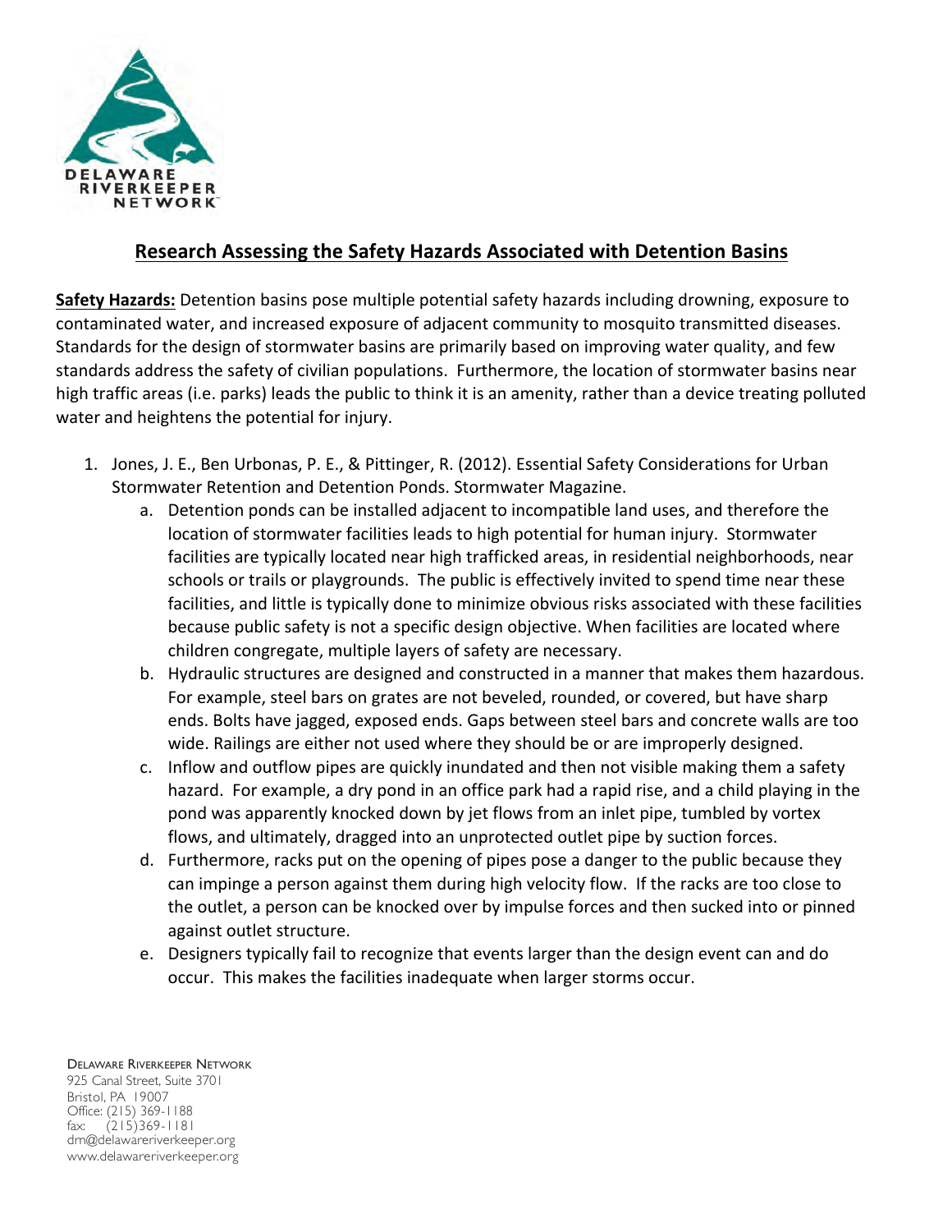# Research Assessing the Safety Hazards Associated with Detention Basins

**Safety Hazards:** Detention basins pose multiple potential safety hazards including drowning, exposure to contaminated water, and increased exposure of adjacent community to mosquito transmitted diseases. Standards for the design of stormwater basins are primarily based on improving water quality, and few standards address the safety of civilian populations. Furthermore, the location of stormwater basins near high traffic areas (i.e. parks) leads the public to think it is an amenity, rather than a device treating polluted water and heightens the potential for injury.

1. Jones, J. E., Ben Urbonas, P. E., & Pittinger, R. (2012). Essential Safety Considerations for Urban Stormwater Retention and Detention Ponds. Stormwater Magazine.
   a. Detention ponds can be installed adjacent to incompatible land uses, and therefore the location of stormwater facilities leads to high potential for human injury. Stormwater facilities are typically located near high trafficked areas, in residential neighborhoods, near schools or trails or playgrounds. The public is effectively invited to spend time near these facilities, and little is typically done to minimize obvious risks associated with these facilities because public safety is not a specific design objective. When facilities are located where children congregate, multiple layers of safety are necessary.
   b. Hydraulic structures are designed and constructed in a manner that makes them hazardous. For example, steel bars on grates are not beveled, rounded, or covered, but have sharp ends. Bolts have jagged, exposed ends. Gaps between steel bars and concrete walls are too wide. Railings are either not used where they should be or are improperly designed.
   c. Inflow and outflow pipes are quickly inundated and then not visible making them a safety hazard. For example, a dry pond in an office park had a rapid rise, and a child playing in the pond was apparently knocked down by jet flows from an inlet pipe, tumbled by vortex flows, and ultimately, dragged into an unprotected outlet pipe by suction forces.
   d. Furthermore, racks put on the opening of pipes pose a danger to the public because they can impinge a person against them during high velocity flow. If the racks are too close to the outlet, a person can be knocked over by impulse forces and then sucked into or pinned against outlet structure.
   e. Designers typically fail to recognize that events larger than the design event can and do occur. This makes the facilities inadequate when larger storms occur.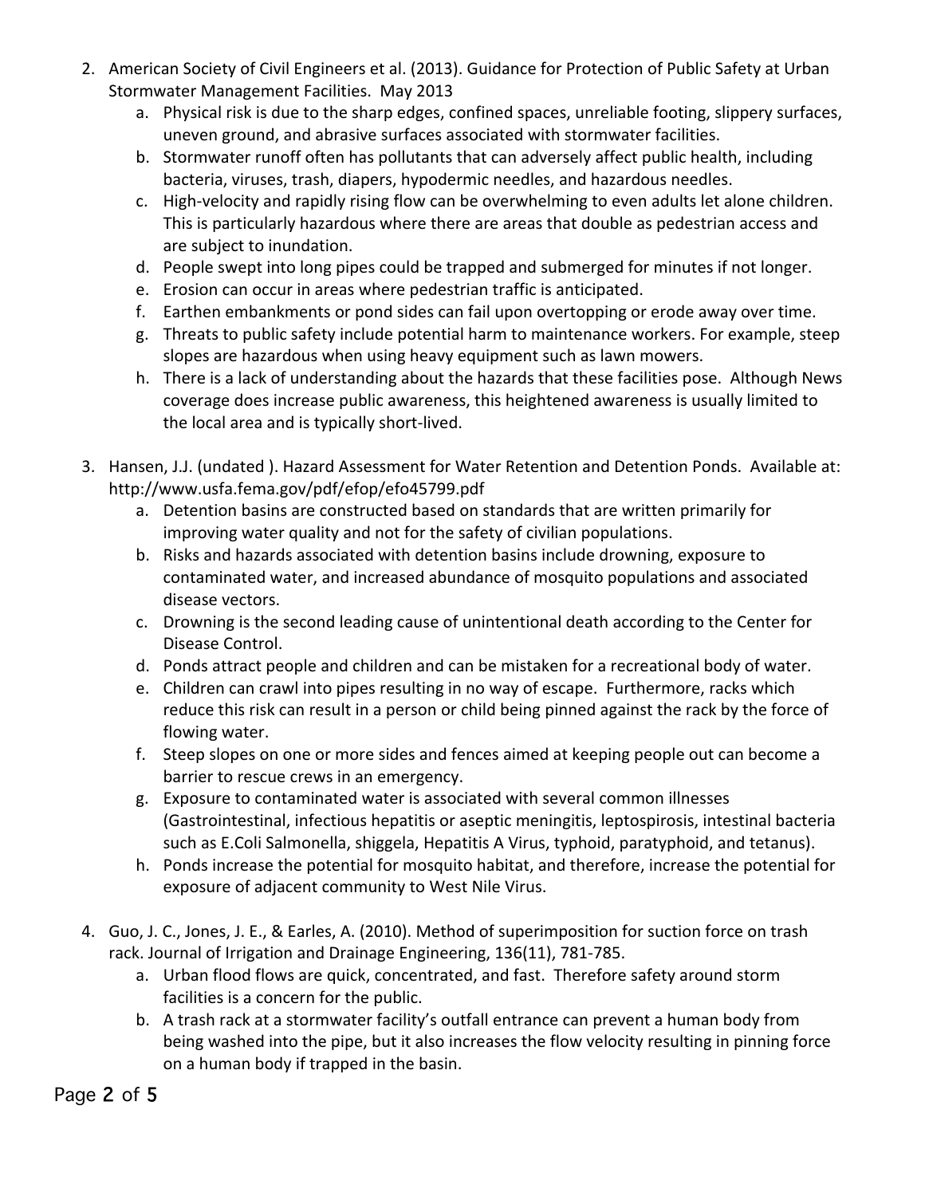2. American Society of Civil Engineers et al. (2013). Guidance for Protection of Public Safety at Urban Stormwater Management Facilities. May 2013
    a. Physical risk is due to the sharp edges, confined spaces, unreliable footing, slippery surfaces, uneven ground, and abrasive surfaces associated with stormwater facilities.
    b. Stormwater runoff often has pollutants that can adversely affect public health, including bacteria, viruses, trash, diapers, hypodermic needles, and hazardous needles.
    c. High-velocity and rapidly rising flow can be overwhelming to even adults let alone children. This is particularly hazardous where there are areas that double as pedestrian access and are subject to inundation.
    d. People swept into long pipes could be trapped and submerged for minutes if not longer.
    e. Erosion can occur in areas where pedestrian traffic is anticipated.
    f. Earthen embankments or pond sides can fail upon overtopping or erode away over time.
    g. Threats to public safety include potential harm to maintenance workers. For example, steep slopes are hazardous when using heavy equipment such as lawn mowers.
    h. There is a lack of understanding about the hazards that these facilities pose. Although News coverage does increase public awareness, this heightened awareness is usually limited to the local area and is typically short-lived.

3. Hansen, J.J. (undated ). Hazard Assessment for Water Retention and Detention Ponds. Available at: http://www.usfa.fema.gov/pdf/efop/efo45799.pdf
    a. Detention basins are constructed based on standards that are written primarily for improving water quality and not for the safety of civilian populations.
    b. Risks and hazards associated with detention basins include drowning, exposure to contaminated water, and increased abundance of mosquito populations and associated disease vectors.
    c. Drowning is the second leading cause of unintentional death according to the Center for Disease Control.
    d. Ponds attract people and children and can be mistaken for a recreational body of water.
    e. Children can crawl into pipes resulting in no way of escape. Furthermore, racks which reduce this risk can result in a person or child being pinned against the rack by the force of flowing water.
    f. Steep slopes on one or more sides and fences aimed at keeping people out can become a barrier to rescue crews in an emergency.
    g. Exposure to contaminated water is associated with several common illnesses (Gastrointestinal, infectious hepatitis or aseptic meningitis, leptospirosis, intestinal bacteria such as E.Coli Salmonella, shiggela, Hepatitis A Virus, typhoid, paratyphoid, and tetanus).
    h. Ponds increase the potential for mosquito habitat, and therefore, increase the potential for exposure of adjacent community to West Nile Virus.

4. Guo, J. C., Jones, J. E., & Earles, A. (2010). Method of superimposition for suction force on trash rack. Journal of Irrigation and Drainage Engineering, 136(11), 781-785.
    a. Urban flood flows are quick, concentrated, and fast. Therefore safety around storm facilities is a concern for the public.
    b. A trash rack at a stormwater facility's outfall entrance can prevent a human body from being washed into the pipe, but it also increases the flow velocity resulting in pinning force on a human body if trapped in the basin.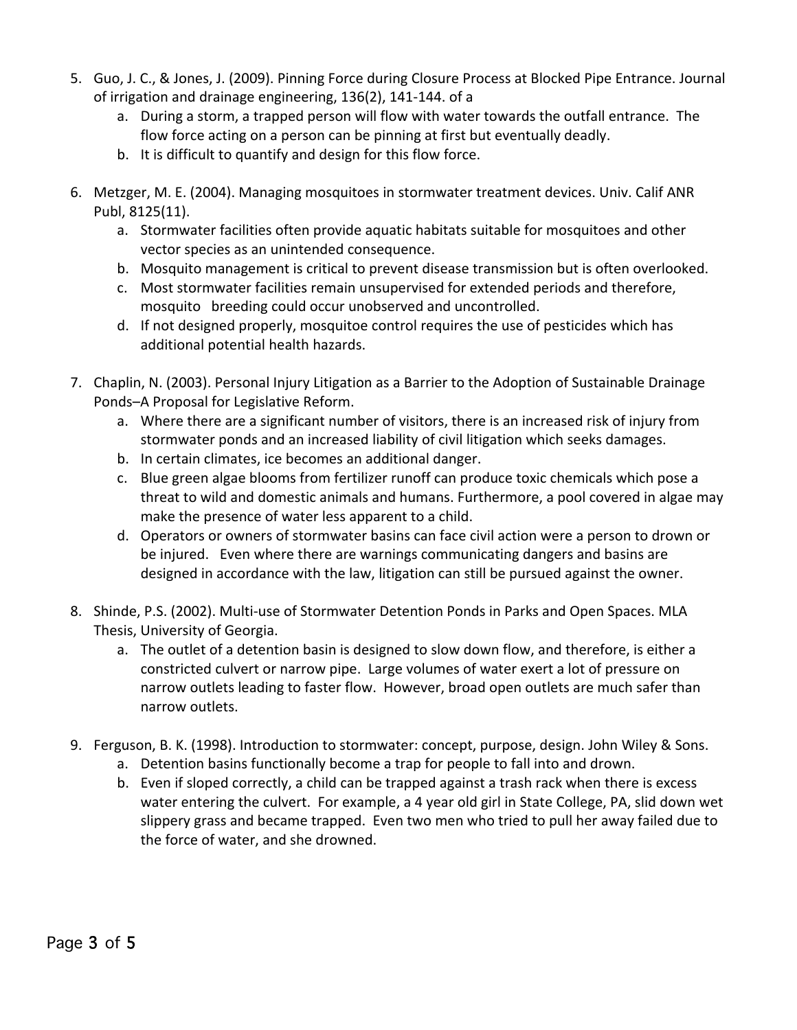5. Guo, J. C., & Jones, J. (2009). Pinning Force during Closure Process at Blocked Pipe Entrance. Journal of irrigation and drainage engineering, 136(2), 141-144. of a
   a. During a storm, a trapped person will flow with water towards the outfall entrance. The flow force acting on a person can be pinning at first but eventually deadly.
   b. It is difficult to quantify and design for this flow force.

6. Metzger, M. E. (2004). Managing mosquitoes in stormwater treatment devices. Univ. Calif ANR Publ, 8125(11).
   a. Stormwater facilities often provide aquatic habitats suitable for mosquitoes and other vector species as an unintended consequence.
   b. Mosquito management is critical to prevent disease transmission but is often overlooked.
   c. Most stormwater facilities remain unsupervised for extended periods and therefore, mosquito breeding could occur unobserved and uncontrolled.
   d. If not designed properly, mosquitoe control requires the use of pesticides which has additional potential health hazards.

7. Chaplin, N. (2003). Personal Injury Litigation as a Barrier to the Adoption of Sustainable Drainage Ponds–A Proposal for Legislative Reform.
   a. Where there are a significant number of visitors, there is an increased risk of injury from stormwater ponds and an increased liability of civil litigation which seeks damages.
   b. In certain climates, ice becomes an additional danger.
   c. Blue green algae blooms from fertilizer runoff can produce toxic chemicals which pose a threat to wild and domestic animals and humans. Furthermore, a pool covered in algae may make the presence of water less apparent to a child.
   d. Operators or owners of stormwater basins can face civil action were a person to drown or be injured. Even where there are warnings communicating dangers and basins are designed in accordance with the law, litigation can still be pursued against the owner.

8. Shinde, P.S. (2002). Multi-use of Stormwater Detention Ponds in Parks and Open Spaces. MLA Thesis, University of Georgia.
   a. The outlet of a detention basin is designed to slow down flow, and therefore, is either a constricted culvert or narrow pipe. Large volumes of water exert a lot of pressure on narrow outlets leading to faster flow. However, broad open outlets are much safer than narrow outlets.

9. Ferguson, B. K. (1998). Introduction to stormwater: concept, purpose, design. John Wiley & Sons.
   a. Detention basins functionally become a trap for people to fall into and drown.
   b. Even if sloped correctly, a child can be trapped against a trash rack when there is excess water entering the culvert. For example, a 4 year old girl in State College, PA, slid down wet slippery grass and became trapped. Even two men who tried to pull her away failed due to the force of water, and she drowned.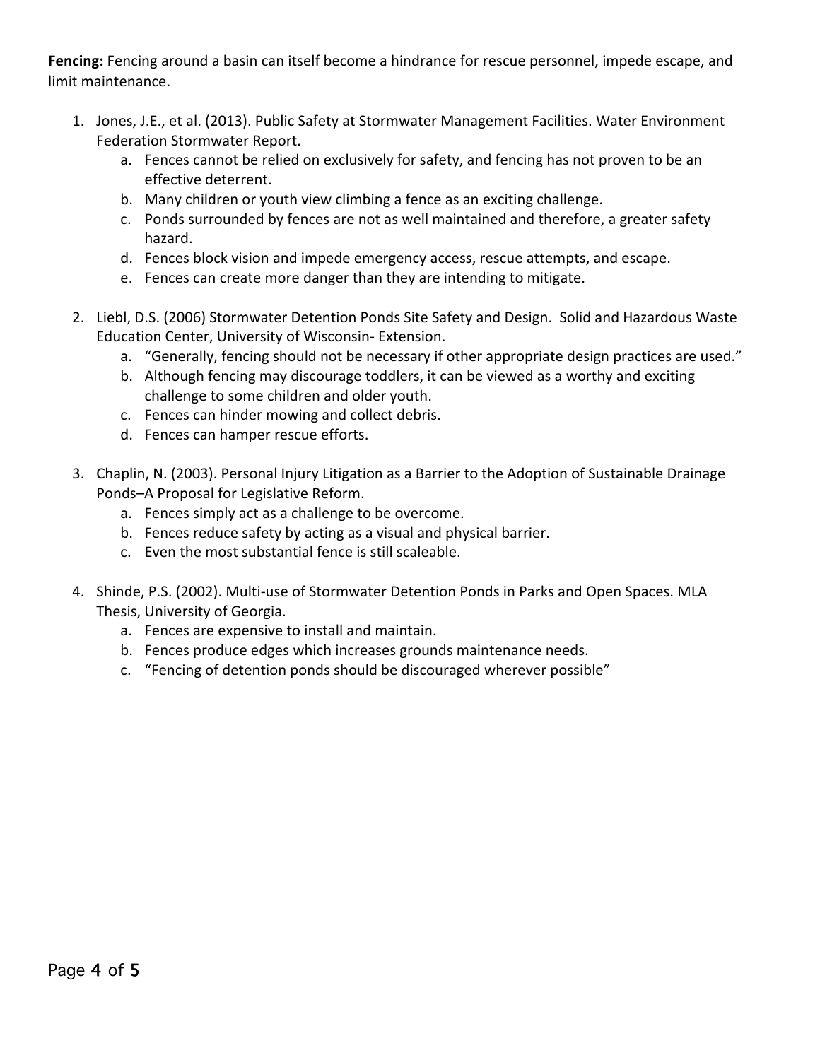**Fencing:** Fencing around a basin can itself become a hindrance for rescue personnel, impede escape, and limit maintenance.

1. Jones, J.E., et al. (2013). Public Safety at Stormwater Management Facilities. Water Environment Federation Stormwater Report.
    a. Fences cannot be relied on exclusively for safety, and fencing has not proven to be an effective deterrent.
    b. Many children or youth view climbing a fence as an exciting challenge.
    c. Ponds surrounded by fences are not as well maintained and therefore, a greater safety hazard.
    d. Fences block vision and impede emergency access, rescue attempts, and escape.
    e. Fences can create more danger than they are intending to mitigate.

2. Liebl, D.S. (2006) Stormwater Detention Ponds Site Safety and Design. Solid and Hazardous Waste Education Center, University of Wisconsin- Extension.
    a. "Generally, fencing should not be necessary if other appropriate design practices are used."
    b. Although fencing may discourage toddlers, it can be viewed as a worthy and exciting challenge to some children and older youth.
    c. Fences can hinder mowing and collect debris.
    d. Fences can hamper rescue efforts.

3. Chaplin, N. (2003). Personal Injury Litigation as a Barrier to the Adoption of Sustainable Drainage Ponds–A Proposal for Legislative Reform.
    a. Fences simply act as a challenge to be overcome.
    b. Fences reduce safety by acting as a visual and physical barrier.
    c. Even the most substantial fence is still scaleable.

4. Shinde, P.S. (2002). Multi-use of Stormwater Detention Ponds in Parks and Open Spaces. MLA Thesis, University of Georgia.
    a. Fences are expensive to install and maintain.
    b. Fences produce edges which increases grounds maintenance needs.
    c. "Fencing of detention ponds should be discouraged wherever possible"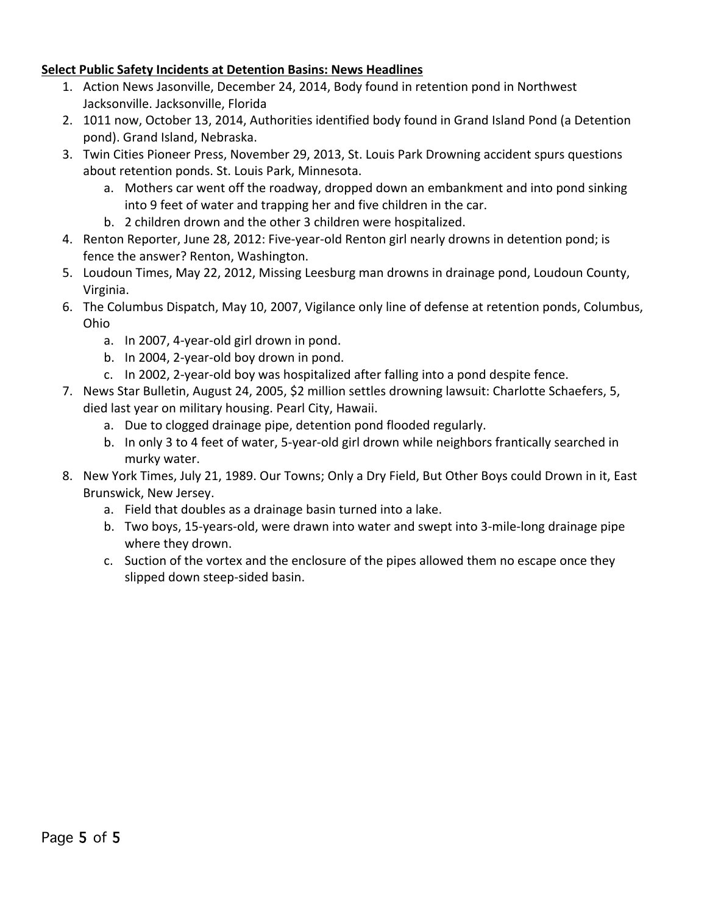**Select Public Safety Incidents at Detention Basins: News Headlines**

1. Action News Jasonville, December 24, 2014, Body found in retention pond in Northwest Jacksonville. Jacksonville, Florida
2. 1011 now, October 13, 2014, Authorities identified body found in Grand Island Pond (a Detention pond). Grand Island, Nebraska.
3. Twin Cities Pioneer Press, November 29, 2013, St. Louis Park Drowning accident spurs questions about retention ponds. St. Louis Park, Minnesota.
   a. Mothers car went off the roadway, dropped down an embankment and into pond sinking into 9 feet of water and trapping her and five children in the car.
   b. 2 children drown and the other 3 children were hospitalized.
4. Renton Reporter, June 28, 2012: Five-year-old Renton girl nearly drowns in detention pond; is fence the answer? Renton, Washington.
5. Loudoun Times, May 22, 2012, Missing Leesburg man drowns in drainage pond, Loudoun County, Virginia.
6. The Columbus Dispatch, May 10, 2007, Vigilance only line of defense at retention ponds, Columbus, Ohio
   a. In 2007, 4-year-old girl drown in pond.
   b. In 2004, 2-year-old boy drown in pond.
   c. In 2002, 2-year-old boy was hospitalized after falling into a pond despite fence.
7. News Star Bulletin, August 24, 2005, $2 million settles drowning lawsuit: Charlotte Schaefers, 5, died last year on military housing. Pearl City, Hawaii.
   a. Due to clogged drainage pipe, detention pond flooded regularly.
   b. In only 3 to 4 feet of water, 5-year-old girl drown while neighbors frantically searched in murky water.
8. New York Times, July 21, 1989. Our Towns; Only a Dry Field, But Other Boys could Drown in it, East Brunswick, New Jersey.
   a. Field that doubles as a drainage basin turned into a lake.
   b. Two boys, 15-years-old, were drawn into water and swept into 3-mile-long drainage pipe where they drown.
   c. Suction of the vortex and the enclosure of the pipes allowed them no escape once they slipped down steep-sided basin.